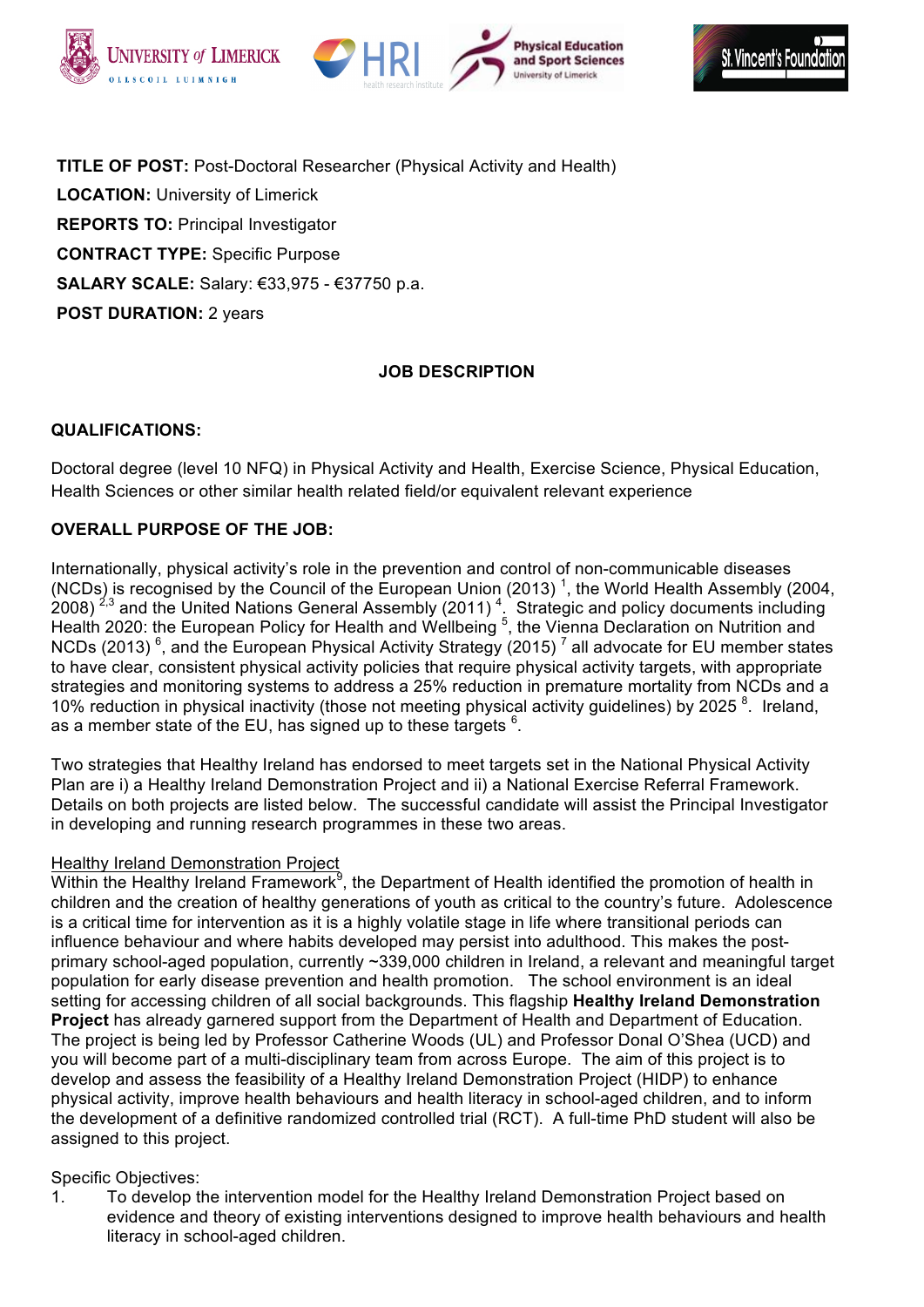**TITLE OF POST:** Post-Doctoral Researcher (Physical Activity and Health)

**LOCATION:** University of Limerick

**REPORTS TO:** Principal Investigator

**CONTRACT TYPE:** Specific Purpose

**SALARY SCALE:** Salary: €33,975 - €37750 p.a.

**POST DURATION:** 2 years

## JOB DESCRIPTION

### QUALIFICATIONS:

Doctoral degree (level 10 NFQ) in Physical Activity and Health, Exercise Science, Physical Education, Health Sciences or other similar health related field/or equivalent relevant experience

### OVERALL PURPOSE OF THE JOB:

Internationally, physical activity's role in the prevention and control of non-communicable diseases (NCDs) is recognised by the Council of the European Union (2013) [1], the World Health Assembly (2004, 2008) [2,3] and the United Nations General Assembly (2011) [4]. Strategic and policy documents including Health 2020: the European Policy for Health and Wellbeing [5], the Vienna Declaration on Nutrition and NCDs (2013) [6], and the European Physical Activity Strategy (2015) [7] all advocate for EU member states to have clear, consistent physical activity policies that require physical activity targets, with appropriate strategies and monitoring systems to address a 25% reduction in premature mortality from NCDs and a 10% reduction in physical inactivity (those not meeting physical activity guidelines) by 2025 [8]. Ireland, as a member state of the EU, has signed up to these targets [6].

Two strategies that Healthy Ireland has endorsed to meet targets set in the National Physical Activity Plan are i) a Healthy Ireland Demonstration Project and ii) a National Exercise Referral Framework. Details on both projects are listed below. The successful candidate will assist the Principal Investigator in developing and running research programmes in these two areas.

<u>Healthy Ireland Demonstration Project</u>

Within the Healthy Ireland Framework[9], the Department of Health identified the promotion of health in children and the creation of healthy generations of youth as critical to the country's future. Adolescence is a critical time for intervention as it is a highly volatile stage in life where transitional periods can influence behaviour and where habits developed may persist into adulthood. This makes the post-primary school-aged population, currently ~339,000 children in Ireland, a relevant and meaningful target population for early disease prevention and health promotion. The school environment is an ideal setting for accessing children of all social backgrounds. This flagship **Healthy Ireland Demonstration Project** has already garnered support from the Department of Health and Department of Education. The project is being led by Professor Catherine Woods (UL) and Professor Donal O'Shea (UCD) and you will become part of a multi-disciplinary team from across Europe. The aim of this project is to develop and assess the feasibility of a Healthy Ireland Demonstration Project (HIDP) to enhance physical activity, improve health behaviours and health literacy in school-aged children, and to inform the development of a definitive randomized controlled trial (RCT). A full-time PhD student will also be assigned to this project.

Specific Objectives:

1. To develop the intervention model for the Healthy Ireland Demonstration Project based on evidence and theory of existing interventions designed to improve health behaviours and health literacy in school-aged children.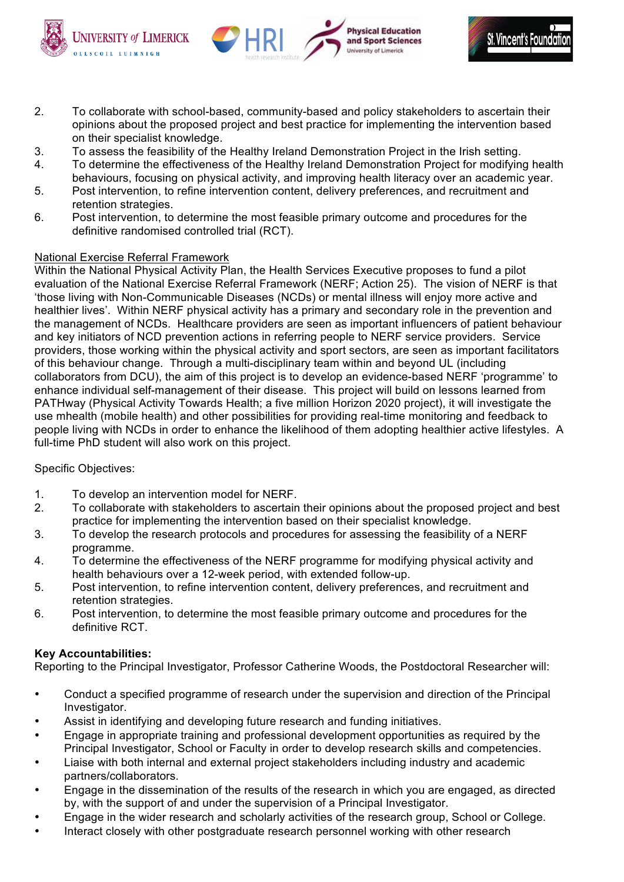2. To collaborate with school-based, community-based and policy stakeholders to ascertain their opinions about the proposed project and best practice for implementing the intervention based on their specialist knowledge.
3. To assess the feasibility of the Healthy Ireland Demonstration Project in the Irish setting.
4. To determine the effectiveness of the Healthy Ireland Demonstration Project for modifying health behaviours, focusing on physical activity, and improving health literacy over an academic year.
5. Post intervention, to refine intervention content, delivery preferences, and recruitment and retention strategies.
6. Post intervention, to determine the most feasible primary outcome and procedures for the definitive randomised controlled trial (RCT).

<u>National Exercise Referral Framework</u>

Within the National Physical Activity Plan, the Health Services Executive proposes to fund a pilot evaluation of the National Exercise Referral Framework (NERF; Action 25). The vision of NERF is that 'those living with Non-Communicable Diseases (NCDs) or mental illness will enjoy more active and healthier lives'. Within NERF physical activity has a primary and secondary role in the prevention and the management of NCDs. Healthcare providers are seen as important influencers of patient behaviour and key initiators of NCD prevention actions in referring people to NERF service providers. Service providers, those working within the physical activity and sport sectors, are seen as important facilitators of this behaviour change. Through a multi-disciplinary team within and beyond UL (including collaborators from DCU), the aim of this project is to develop an evidence-based NERF 'programme' to enhance individual self-management of their disease. This project will build on lessons learned from PATHway (Physical Activity Towards Health; a five million Horizon 2020 project), it will investigate the use mhealth (mobile health) and other possibilities for providing real-time monitoring and feedback to people living with NCDs in order to enhance the likelihood of them adopting healthier active lifestyles. A full-time PhD student will also work on this project.

Specific Objectives:

1. To develop an intervention model for NERF.
2. To collaborate with stakeholders to ascertain their opinions about the proposed project and best practice for implementing the intervention based on their specialist knowledge.
3. To develop the research protocols and procedures for assessing the feasibility of a NERF programme.
4. To determine the effectiveness of the NERF programme for modifying physical activity and health behaviours over a 12-week period, with extended follow-up.
5. Post intervention, to refine intervention content, delivery preferences, and recruitment and retention strategies.
6. Post intervention, to determine the most feasible primary outcome and procedures for the definitive RCT.

**Key Accountabilities:**

Reporting to the Principal Investigator, Professor Catherine Woods, the Postdoctoral Researcher will:

- Conduct a specified programme of research under the supervision and direction of the Principal Investigator.
- Assist in identifying and developing future research and funding initiatives.
- Engage in appropriate training and professional development opportunities as required by the Principal Investigator, School or Faculty in order to develop research skills and competencies.
- Liaise with both internal and external project stakeholders including industry and academic partners/collaborators.
- Engage in the dissemination of the results of the research in which you are engaged, as directed by, with the support of and under the supervision of a Principal Investigator.
- Engage in the wider research and scholarly activities of the research group, School or College.
- Interact closely with other postgraduate research personnel working with other research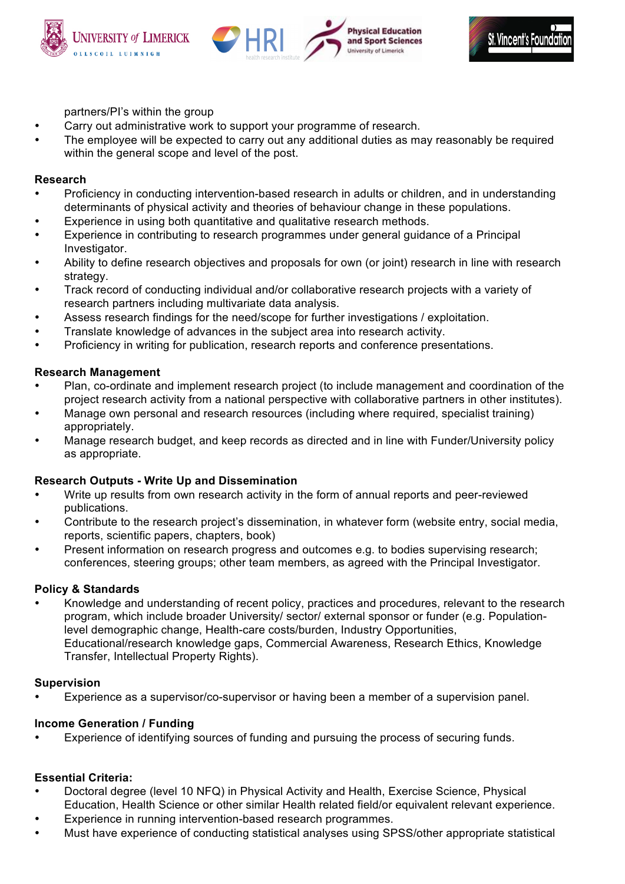partners/PI's within the group

- Carry out administrative work to support your programme of research.
- The employee will be expected to carry out any additional duties as may reasonably be required within the general scope and level of the post.

**Research**

- Proficiency in conducting intervention-based research in adults or children, and in understanding determinants of physical activity and theories of behaviour change in these populations.
- Experience in using both quantitative and qualitative research methods.
- Experience in contributing to research programmes under general guidance of a Principal Investigator.
- Ability to define research objectives and proposals for own (or joint) research in line with research strategy.
- Track record of conducting individual and/or collaborative research projects with a variety of research partners including multivariate data analysis.
- Assess research findings for the need/scope for further investigations / exploitation.
- Translate knowledge of advances in the subject area into research activity.
- Proficiency in writing for publication, research reports and conference presentations.

**Research Management**

- Plan, co-ordinate and implement research project (to include management and coordination of the project research activity from a national perspective with collaborative partners in other institutes).
- Manage own personal and research resources (including where required, specialist training) appropriately.
- Manage research budget, and keep records as directed and in line with Funder/University policy as appropriate.

**Research Outputs - Write Up and Dissemination**

- Write up results from own research activity in the form of annual reports and peer-reviewed publications.
- Contribute to the research project's dissemination, in whatever form (website entry, social media, reports, scientific papers, chapters, book)
- Present information on research progress and outcomes e.g. to bodies supervising research; conferences, steering groups; other team members, as agreed with the Principal Investigator.

**Policy & Standards**

- Knowledge and understanding of recent policy, practices and procedures, relevant to the research program, which include broader University/ sector/ external sponsor or funder (e.g. Population-level demographic change, Health-care costs/burden, Industry Opportunities, Educational/research knowledge gaps, Commercial Awareness, Research Ethics, Knowledge Transfer, Intellectual Property Rights).

**Supervision**

- Experience as a supervisor/co-supervisor or having been a member of a supervision panel.

**Income Generation / Funding**

- Experience of identifying sources of funding and pursuing the process of securing funds.

**Essential Criteria:**

- Doctoral degree (level 10 NFQ) in Physical Activity and Health, Exercise Science, Physical Education, Health Science or other similar Health related field/or equivalent relevant experience.
- Experience in running intervention-based research programmes.
- Must have experience of conducting statistical analyses using SPSS/other appropriate statistical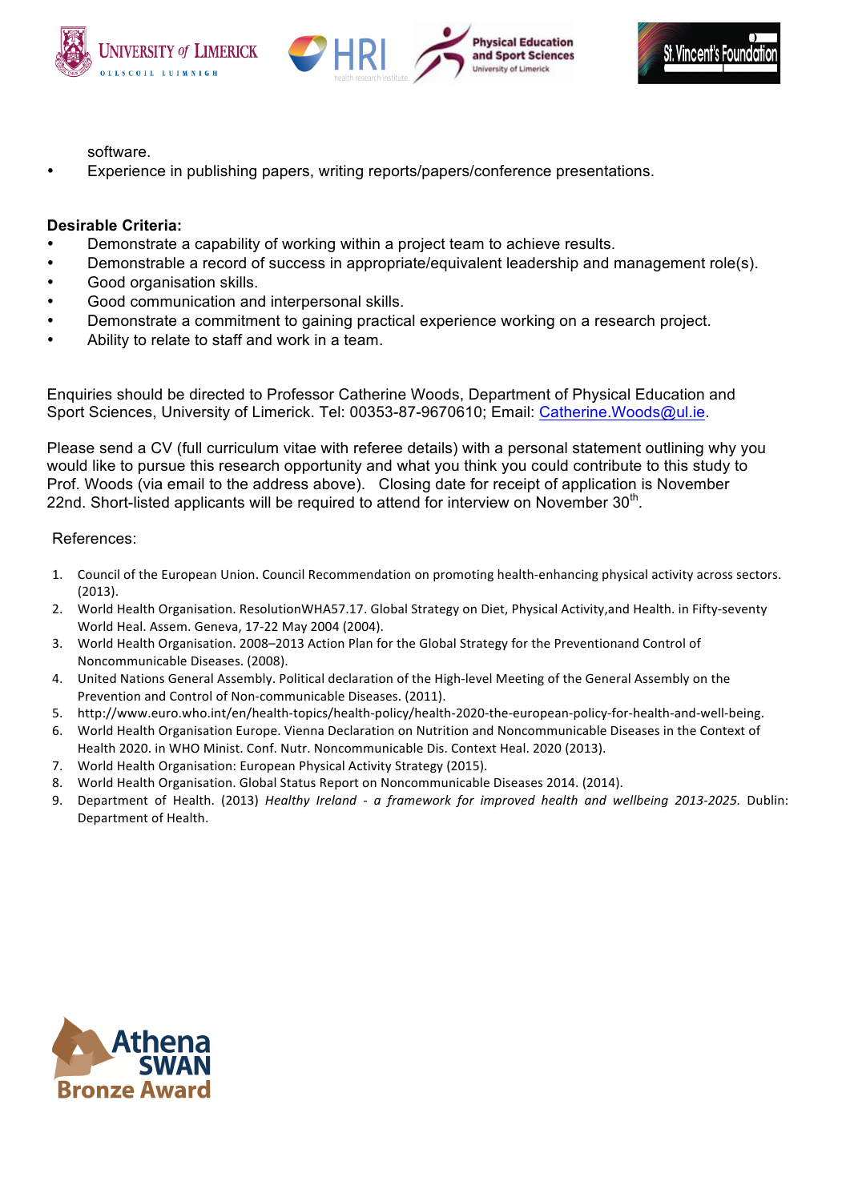software.

- Experience in publishing papers, writing reports/papers/conference presentations.

**Desirable Criteria:**

- Demonstrate a capability of working within a project team to achieve results.
- Demonstrable a record of success in appropriate/equivalent leadership and management role(s).
- Good organisation skills.
- Good communication and interpersonal skills.
- Demonstrate a commitment to gaining practical experience working on a research project.
- Ability to relate to staff and work in a team.

Enquiries should be directed to Professor Catherine Woods, Department of Physical Education and Sport Sciences, University of Limerick. Tel: 00353-87-9670610; Email: Catherine.Woods@ul.ie.

Please send a CV (full curriculum vitae with referee details) with a personal statement outlining why you would like to pursue this research opportunity and what you think you could contribute to this study to Prof. Woods (via email to the address above). Closing date for receipt of application is November 22nd. Short-listed applicants will be required to attend for interview on November 30th.

References:

1. Council of the European Union. Council Recommendation on promoting health-enhancing physical activity across sectors. (2013).
2. World Health Organisation. ResolutionWHA57.17. Global Strategy on Diet, Physical Activity,and Health. in Fifty-seventy World Heal. Assem. Geneva, 17-22 May 2004 (2004).
3. World Health Organisation. 2008–2013 Action Plan for the Global Strategy for the Preventionand Control of Noncommunicable Diseases. (2008).
4. United Nations General Assembly. Political declaration of the High-level Meeting of the General Assembly on the Prevention and Control of Non-communicable Diseases. (2011).
5. http://www.euro.who.int/en/health-topics/health-policy/health-2020-the-european-policy-for-health-and-well-being.
6. World Health Organisation Europe. Vienna Declaration on Nutrition and Noncommunicable Diseases in the Context of Health 2020. in WHO Minist. Conf. Nutr. Noncommunicable Dis. Context Heal. 2020 (2013).
7. World Health Organisation: European Physical Activity Strategy (2015).
8. World Health Organisation. Global Status Report on Noncommunicable Diseases 2014. (2014).
9. Department of Health. (2013) *Healthy Ireland - a framework for improved health and wellbeing 2013-2025.* Dublin: Department of Health.